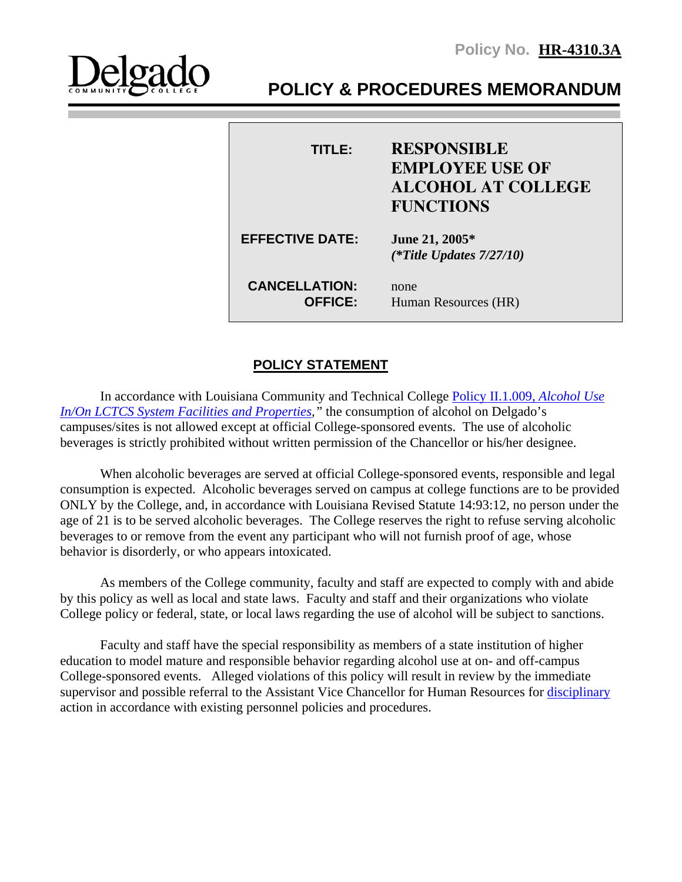Policy No. **HR-4310.3A**

Delgado Community College

# POLICY & PROCEDURES MEMORANDUM

| | |
|---|---|
| **TITLE:** | **RESPONSIBLE EMPLOYEE USE OF ALCOHOL AT COLLEGE FUNCTIONS** |
| **EFFECTIVE DATE:** | **June 21, 2005*** <br> ***(*Title Updates 7/27/10)*** |
| **CANCELLATION:** | none |
| **OFFICE:** | Human Resources (HR) |

## POLICY STATEMENT

In accordance with Louisiana Community and Technical College Policy II.1.009, *Alcohol Use In/On LCTCS System Facilities and Properties*," the consumption of alcohol on Delgado's campuses/sites is not allowed except at official College-sponsored events. The use of alcoholic beverages is strictly prohibited without written permission of the Chancellor or his/her designee.

When alcoholic beverages are served at official College-sponsored events, responsible and legal consumption is expected. Alcoholic beverages served on campus at college functions are to be provided ONLY by the College, and, in accordance with Louisiana Revised Statute 14:93:12, no person under the age of 21 is to be served alcoholic beverages. The College reserves the right to refuse serving alcoholic beverages to or remove from the event any participant who will not furnish proof of age, whose behavior is disorderly, or who appears intoxicated.

As members of the College community, faculty and staff are expected to comply with and abide by this policy as well as local and state laws. Faculty and staff and their organizations who violate College policy or federal, state, or local laws regarding the use of alcohol will be subject to sanctions.

Faculty and staff have the special responsibility as members of a state institution of higher education to model mature and responsible behavior regarding alcohol use at on- and off-campus College-sponsored events. Alleged violations of this policy will result in review by the immediate supervisor and possible referral to the Assistant Vice Chancellor for Human Resources for disciplinary action in accordance with existing personnel policies and procedures.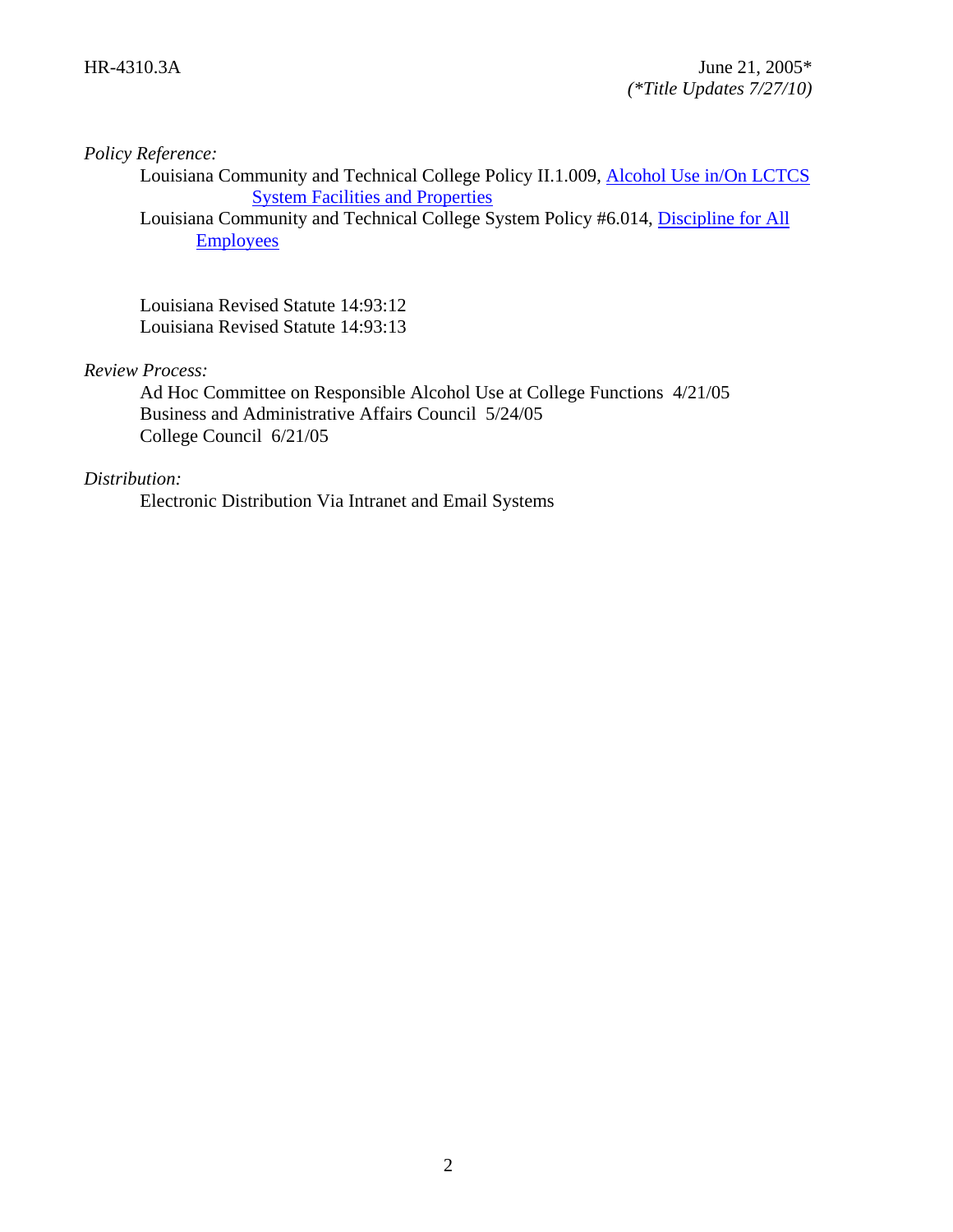*Policy Reference:*

Louisiana Community and Technical College Policy II.1.009, Alcohol Use in/On LCTCS System Facilities and Properties

Louisiana Community and Technical College System Policy #6.014, Discipline for All Employees

Louisiana Revised Statute 14:93:12

Louisiana Revised Statute 14:93:13

*Review Process:*

Ad Hoc Committee on Responsible Alcohol Use at College Functions 4/21/05

Business and Administrative Affairs Council 5/24/05

College Council 6/21/05

*Distribution:*

Electronic Distribution Via Intranet and Email Systems